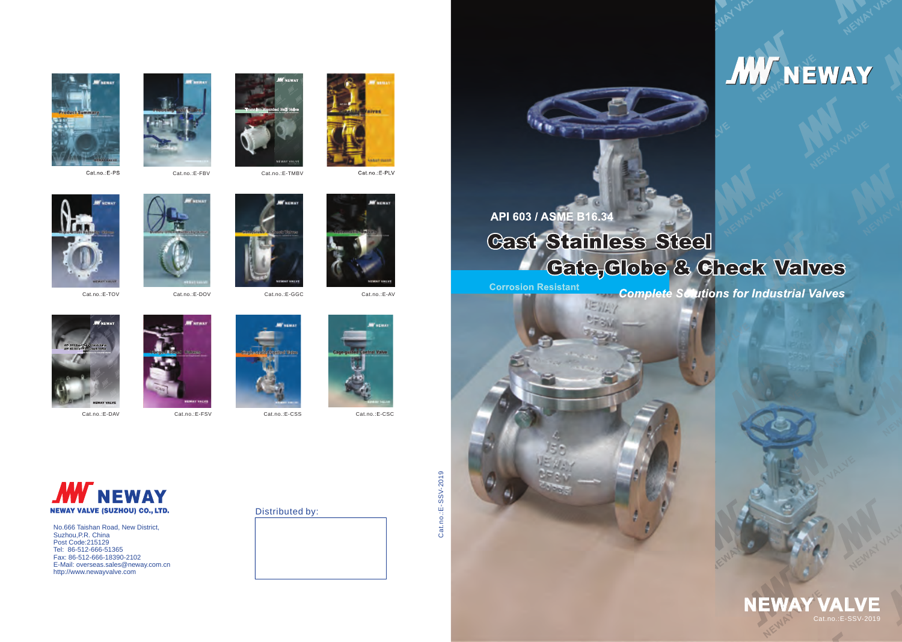# NEWAY

API 603 / ASME B16.34

## Cast Stainless Steel Gate,Globe & Check Valves

Corrosion Resistant

*Complete Solutions for Industrial Valves*

**NEWAY VALVE**

Cat.no.:E-SSV-2019

---

Cat.no.:E-PS

Cat.no.:E-FBV

Cat.no.:E-TMBV

Cat.no.:E-PLV

Cat.no.:E-TOV

Cat.no.:E-DOV

Cat.no.:E-GGC

Cat.no.:E-AV

Cat.no.:E-DAV

Cat.no.:E-FSV

Cat.no.:E-CSS

Cat.no.:E-CSC

**NEWAY**

**NEWAY VALVE (SUZHOU) CO., LTD.**

No.666 Taishan Road, New District,
Suzhou,P.R. China
Post Code:215129
Tel: 86-512-666-51365
Fax: 86-512-666-18390-2102
E-Mail: overseas.sales@neway.com.cn
http://www.newayvalve.com

Distributed by:

Cat.no.:E-SSV-2019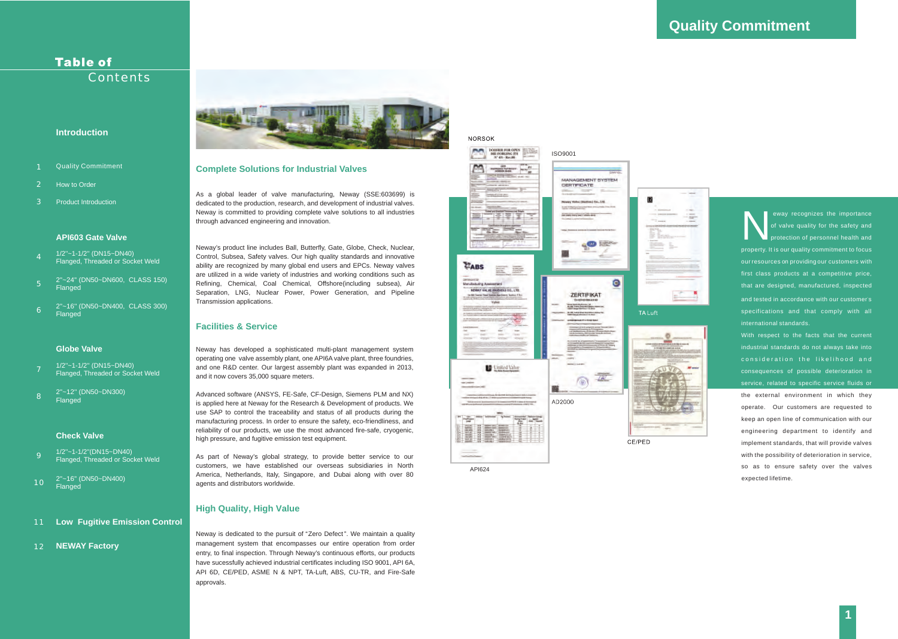# Table of Contents

### Introduction

1. Quality Commitment
2. How to Order
3. Product Introduction

### API603 Gate Valve

4. 1/2"~1-1/2" (DN15~DN40) Flanged, Threaded or Socket Weld
5. 2"~24" (DN50~DN600, CLASS 150) Flanged
6. 2"~16" (DN50~DN400, CLASS 300) Flanged

### Globe Valve

7. 1/2"~1-1/2" (DN15~DN40) Flanged, Threaded or Socket Weld
8. 2"~12" (DN50~DN300) Flanged

### Check Valve

9. 1/2"~1-1/2"(DN15~DN40) Flanged, Threaded or Socket Weld
10. 2"~16" (DN50~DN400) Flanged

11. **Low Fugitive Emission Control**
12. **NEWAY Factory**

# Quality Commitment

## Complete Solutions for Industrial Valves

As a global leader of valve manufacturing, Neway (SSE:603699) is dedicated to the production, research, and development of industrial valves. Neway is committed to providing complete valve solutions to all industries through advanced engineering and innovation.

Neway's product line includes Ball, Butterfly, Gate, Globe, Check, Nuclear, Control, Subsea, Safety valves. Our high quality standards and innovative ability are recognized by many global end users and EPCs. Neway valves are utilized in a wide variety of industries and working conditions such as Refining, Chemical, Coal Chemical, Offshore(including subsea), Air Separation, LNG, Nuclear Power, Power Generation, and Pipeline Transmission applications.

## Facilities & Service

Neway has developed a sophisticated multi-plant management system operating one valve assembly plant, one API6A valve plant, three foundries, and one R&D center. Our largest assembly plant was expanded in 2013, and it now covers 35,000 square meters.

Advanced software (ANSYS, FE-Safe, CF-Design, Siemens PLM and NX) is applied here at Neway for the Research & Development of products. We use SAP to control the traceability and status of all products during the manufacturing process. In order to ensure the safety, eco-friendliness, and reliability of our products, we use the most advanced fire-safe, cryogenic, high pressure, and fugitive emission test equipment.

As part of Neway's global strategy, to provide better service to our customers, we have established our overseas subsidiaries in North America, Netherlands, Italy, Singapore, and Dubai along with over 80 agents and distributors worldwide.

## High Quality, High Value

Neway is dedicated to the pursuit of "Zero Defect". We maintain a quality management system that encompasses our entire operation from order entry, to final inspection. Through Neway's continuous efforts, our products have sucessfully achieved industrial certificates including ISO 9001, API 6A, API 6D, CE/PED, ASME N & NPT, TA-Luft, ABS, CU-TR, and Fire-Safe approvals.

NORSOK

ISO9001

TA Luft

AD2000

CE/PED

API624

Neway recognizes the importance of valve quality for the safety and protection of personnel health and property. It is our quality commitment to focus our resources on providing our customers with first class products at a competitive price, that are designed, manufactured, inspected and tested in accordance with our customer's specifications and that comply with all international standards.

With respect to the facts that the current industrial standards do not always take into consideration the likelihood and consequences of possible deterioration in service, related to specific service fluids or the external environment in which they operate. Our customers are requested to keep an open line of communication with our engineering department to identify and implement standards, that will provide valves with the possibility of deterioration in service, so as to ensure safety over the valves expected lifetime.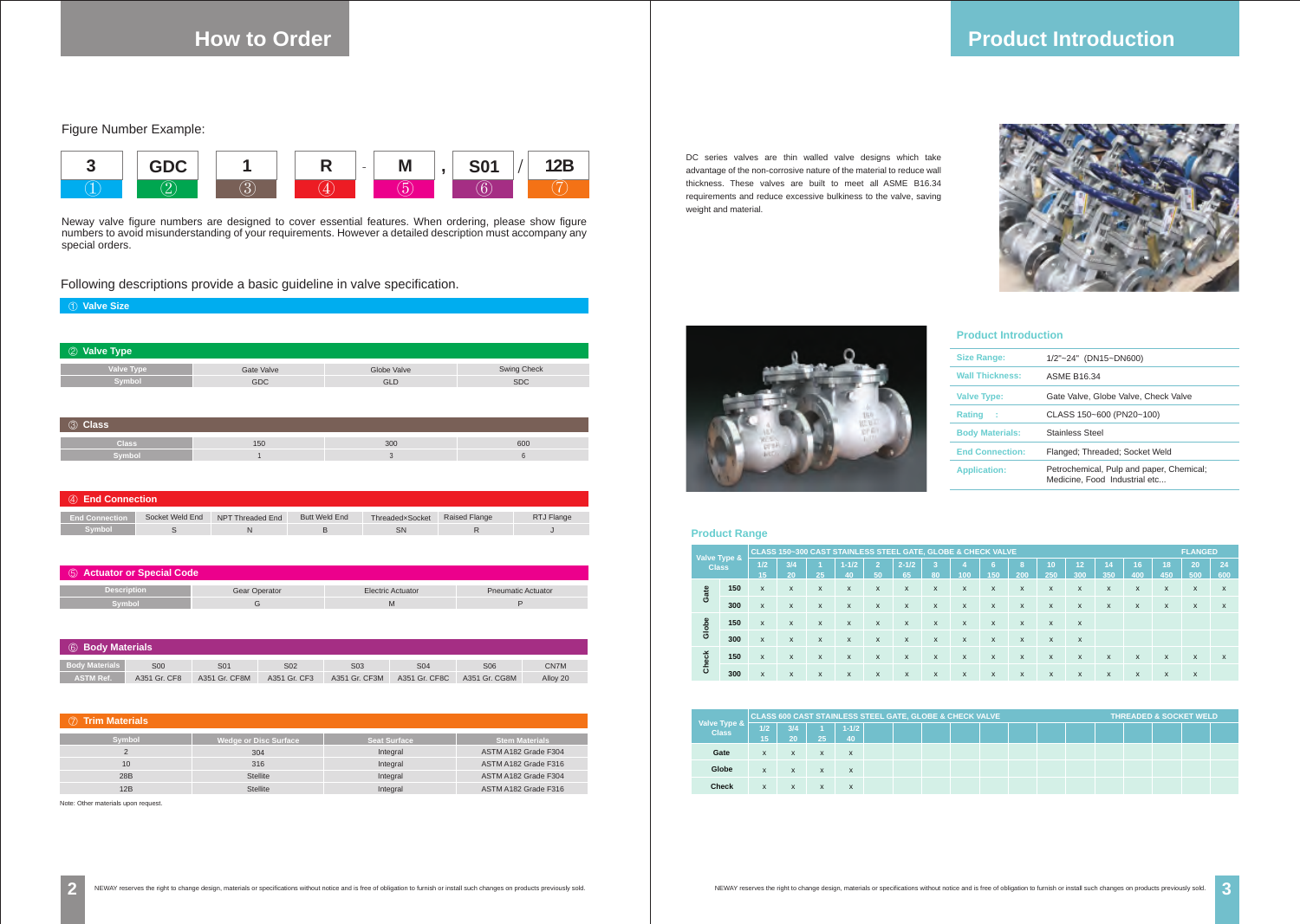# How to Order

Figure Number Example:

| 3 | GDC | 1 | R | - | M | , | S01 | / | 12B |
|---|---|---|---|---|---|---|---|---|---|
| ① | ② | ③ | ④ | | ⑤ | | ⑥ | | ⑦ |

Neway valve figure numbers are designed to cover essential features. When ordering, please show figure numbers to avoid misunderstanding of your requirements. However a detailed description must accompany any special orders.

Following descriptions provide a basic guideline in valve specification.

## ① Valve Size

## ② Valve Type

| Valve Type | Gate Valve | Globe Valve | Swing Check |
|---|---|---|---|
| Symbol | GDC | GLD | SDC |

## ③ Class

| Class | 150 | 300 | 600 |
|---|---|---|---|
| Symbol | 1 | 3 | 6 |

## ④ End Connection

| End Connection | Socket Weld End | NPT Threaded End | Butt Weld End | Threaded×Socket | Raised Flange | RTJ Flange |
|---|---|---|---|---|---|---|
| Symbol | S | N | B | SN | R | J |

## ⑤ Actuator or Special Code

| Description | Gear Operator | Electric Actuator | Pneumatic Actuator |
|---|---|---|---|
| Symbol | G | M | P |

## ⑥ Body Materials

| Body Materials | S00 | S01 | S02 | S03 | S04 | S06 | CN7M |
|---|---|---|---|---|---|---|---|
| ASTM Ref. | A351 Gr. CF8 | A351 Gr. CF8M | A351 Gr. CF3 | A351 Gr. CF3M | A351 Gr. CF8C | A351 Gr. CG8M | Alloy 20 |

## ⑦ Trim Materials

| Symbol | Wedge or Disc Surface | Seat Surface | Stem Materials |
|---|---|---|---|
| 2 | 304 | Integral | ASTM A182 Grade F304 |
| 10 | 316 | Integral | ASTM A182 Grade F316 |
| 28B | Stellite | Integral | ASTM A182 Grade F304 |
| 12B | Stellite | Integral | ASTM A182 Grade F316 |

Note: Other materials upon request.

# Product Introduction

DC series valves are thin walled valve designs which take advantage of the non-corrosive nature of the material to reduce wall thickness. These valves are built to meet all ASME B16.34 requirements and reduce excessive bulkiness to the valve, saving weight and material.

## Product Introduction

| | |
|---|---|
| Size Range: | 1/2"~24" (DN15~DN600) |
| Wall Thickness: | ASME B16.34 |
| Valve Type: | Gate Valve, Globe Valve, Check Valve |
| Rating : | CLASS 150~600 (PN20~100) |
| Body Materials: | Stainless Steel |
| End Connection: | Flanged; Threaded; Socket Weld |
| Application: | Petrochemical, Pulp and paper, Chemical; Medicine, Food Industrial etc... |

## Product Range

**CLASS 150~300 CAST STAINLESS STEEL GATE, GLOBE & CHECK VALVE — FLANGED**

| Valve Type & Class | | 1/2 15 | 3/4 20 | 1 25 | 1-1/2 40 | 2 50 | 2-1/2 65 | 3 80 | 4 100 | 6 150 | 8 200 | 10 250 | 12 300 | 14 350 | 16 400 | 18 450 | 20 500 | 24 600 |
|---|---|---|---|---|---|---|---|---|---|---|---|---|---|---|---|---|---|---|
| Gate | 150 | x | x | x | x | x | x | x | x | x | x | x | x | x | x | x | x | x |
| | 300 | x | x | x | x | x | x | x | x | x | x | x | x | x | x | x | x | x |
| Globe | 150 | x | x | x | x | x | x | x | x | x | x | x | x | | | | | |
| | 300 | x | x | x | x | x | x | x | x | x | x | x | x | | | | | |
| Check | 150 | x | x | x | x | x | x | x | x | x | x | x | x | x | x | x | x | x |
| | 300 | x | x | x | x | x | x | x | x | x | x | x | x | x | x | x | x | |

**CLASS 600 CAST STAINLESS STEEL GATE, GLOBE & CHECK VALVE — THREADED & SOCKET WELD**

| Valve Type & Class | 1/2 15 | 3/4 20 | 1 25 | 1-1/2 40 |
|---|---|---|---|---|
| Gate | x | x | x | x |
| Globe | x | x | x | x |
| Check | x | x | x | x |

NEWAY reserves the right to change design, materials or specifications without notice and is free of obligation to furnish or install such changes on products previously sold.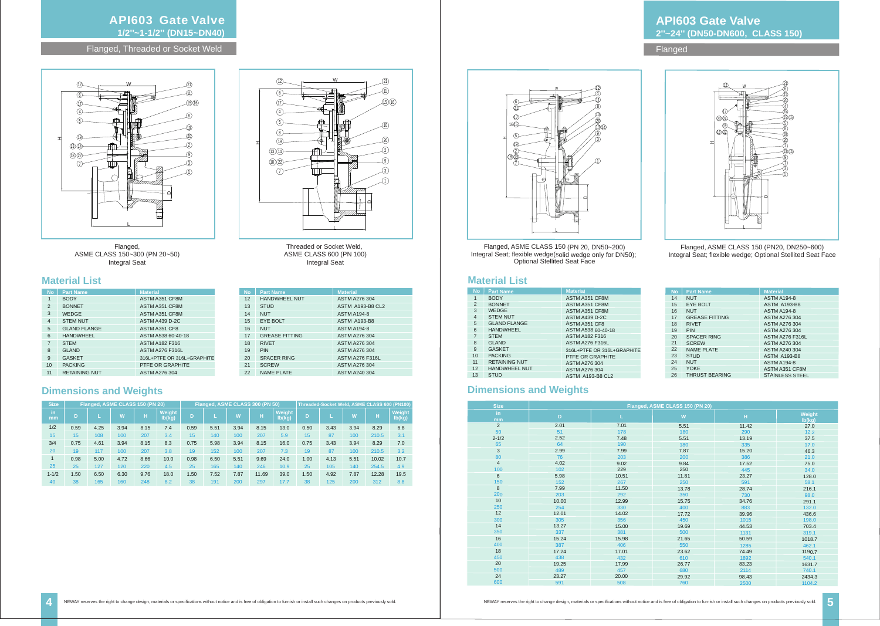# API603 Gate Valve
## 1/2"~1-1/2" (DN15~DN40)

Flanged, Threaded or Socket Weld

Flanged, ASME CLASS 150~300 (PN 20~50) Integral Seat

Threaded or Socket Weld, ASME CLASS 600 (PN 100) Integral Seat

## Material List

| No | Part Name | Material |
|---|---|---|
| 1 | BODY | ASTM A351 CF8M |
| 2 | BONNET | ASTM A351 CF8M |
| 3 | WEDGE | ASTM A351 CF8M |
| 4 | STEM NUT | ASTM A439 D-2C |
| 5 | GLAND FLANGE | ASTM A351 CF8 |
| 6 | HANDWHEEL | ASTM A538 60-40-18 |
| 7 | STEM | ASTM A182 F316 |
| 8 | GLAND | ASTM A276 F316L |
| 9 | GASKET | 316L+PTFE OR 316L+GRAPHITE |
| 10 | PACKING | PTFE OR GRAPHITE |
| 11 | RETAINING NUT | ASTM A276 304 |
| 12 | HANDWHEEL NUT | ASTM A276 304 |
| 13 | STUD | ASTM A193-B8 CL2 |
| 14 | NUT | ASTM A194-8 |
| 15 | EYE BOLT | ASTM A193-B8 |
| 16 | NUT | ASTM A194-8 |
| 17 | GREASE FITTING | ASTM A276 304 |
| 18 | RIVET | ASTM A276 304 |
| 19 | PIN | ASTM A276 304 |
| 20 | SPACER RING | ASTM A276 F316L |
| 21 | SCREW | ASTM A276 304 |
| 22 | NAME PLATE | ASTM A240 304 |

## Dimensions and Weights

| Size | | Flanged, ASME CLASS 150 (PN 20) | | | | | Flanged, ASME CLASS 300 (PN 50) | | | | | Threaded-Socket Weld, ASME CLASS 600 (PN100) | | | | |
|---|---|---|---|---|---|---|---|---|---|---|---|---|---|---|---|---|
| in / mm | | D | L | W | H | Weight lb(kg) | D | L | W | H | Weight lb(kg) | D | L | W | H | Weight lb(kg) |
| 1/2 | 15 | 0.59 / 15 | 4.25 / 108 | 3.94 / 100 | 8.15 / 207 | 7.4 / 3.4 | 0.59 / 15 | 5.51 / 140 | 3.94 / 100 | 8.15 / 207 | 13.0 / 5.9 | 0.50 / 15 | 3.43 / 87 | 3.94 / 100 | 8.29 / 210.5 | 6.8 / 3.1 |
| 3/4 | 20 | 0.75 / 19 | 4.61 / 117 | 3.94 / 100 | 8.15 / 207 | 8.3 / 3.8 | 0.75 / 19 | 5.98 / 152 | 3.94 / 100 | 8.15 / 207 | 16.0 / 7.3 | 0.75 / 19 | 3.43 / 87 | 3.94 / 100 | 8.29 / 210.5 | 7.0 / 3.2 |
| 1 | 25 | 0.98 / 25 | 5.00 / 127 | 4.72 / 120 | 8.66 / 220 | 10.0 / 4.5 | 0.98 / 25 | 6.50 / 165 | 5.51 / 140 | 9.69 / 246 | 24.0 / 10.9 | 1.00 / 25 | 4.13 / 105 | 5.51 / 140 | 10.02 / 254.5 | 10.7 / 4.9 |
| 1-1/2 | 40 | 1.50 / 38 | 6.50 / 165 | 6.30 / 160 | 9.76 / 248 | 18.0 / 8.2 | 1.50 / 38 | 7.52 / 191 | 7.87 / 200 | 11.69 / 297 | 39.0 / 17.7 | 1.50 / 38 | 4.92 / 125 | 7.87 / 200 | 12.28 / 312 | 19.5 / 8.8 |

NEWAY reserves the right to change design, materials or specifications without notice and is free of obligation to furnish or install such changes on products previously sold.

# API603 Gate Valve
## 2"~24" (DN50-DN600, CLASS 150)

Flanged

Flanged, ASME CLASS 150 (PN 20, DN50~200) Integral Seat; flexible wedge(solid wedge only for DN50); Optional Stellited Seat Face

Flanged, ASME CLASS 150 (PN20, DN250~600) Integral Seat; flexible wedge; Optional Stellited Seat Face

## Material List

| No | Part Name | Material |
|---|---|---|
| 1 | BODY | ASTM A351 CF8M |
| 2 | BONNET | ASTM A351 CF8M |
| 3 | WEDGE | ASTM A351 CF8M |
| 4 | STEM NUT | ASTM A439 D-2C |
| 5 | GLAND FLANGE | ASTM A351 CF8 |
| 6 | HANDWHEEL | ASTM A538 60-40-18 |
| 7 | STEM | ASTM A182 F316 |
| 8 | GLAND | ASTM A276 F316L |
| 9 | GASKET | 316L+PTFE OR 316L+GRAPHITE |
| 10 | PACKING | PTFE OR GRAPHITE |
| 11 | RETAINING NUT | ASTM A276 304 |
| 12 | HANDWHEEL NUT | ASTM A276 304 |
| 13 | STUD | ASTM A193-B8 CL2 |
| 14 | NUT | ASTM A194-8 |
| 15 | EYE BOLT | ASTM A193-B8 |
| 16 | NUT | ASTM A194-8 |
| 17 | GREASE FITTING | ASTM A276 304 |
| 18 | RIVET | ASTM A276 304 |
| 19 | PIN | ASTM A276 304 |
| 20 | SPACER RING | ASTM A276 F316L |
| 21 | SCREW | ASTM A276 304 |
| 22 | NAME PLATE | ASTM A240 304 |
| 23 | STUD | ASTM A193-B8 |
| 24 | NUT | ASTM A194-8 |
| 25 | YOKE | ASTM A351 CF8M |
| 26 | THRUST BEARING | STAINLESS STEEL |

## Dimensions and Weights

| Size | | Flanged, ASME CLASS 150 (PN 20) | | | | |
|---|---|---|---|---|---|---|
| in | mm | D | L | W | H | Weight lb(kg) |
| 2 | 50 | 2.01 / 51 | 7.01 / 178 | 5.51 / 180 | 11.42 / 290 | 27.0 / 12.2 |
| 2-1/2 | 65 | 2.52 / 64 | 7.48 / 190 | 5.51 / 180 | 13.19 / 335 | 37.5 / 17.0 |
| 3 | 80 | 2.99 / 76 | 7.99 / 203 | 7.87 / 200 | 15.20 / 386 | 46.3 / 21.0 |
| 4 | 100 | 4.02 / 102 | 9.02 / 229 | 9.84 / 250 | 17.52 / 445 | 75.0 / 34.0 |
| 6 | 150 | 5.98 / 152 | 10.51 / 267 | 11.81 / 250 | 23.27 / 591 | 128.0 / 58.1 |
| 8 | 200 | 7.99 / 203 | 11.50 / 292 | 13.78 / 350 | 28.74 / 730 | 216.1 / 98.0 |
| 10 | 250 | 10.00 / 254 | 12.99 / 330 | 15.75 / 400 | 34.76 / 883 | 291.1 / 132.0 |
| 12 | 300 | 12.01 / 305 | 14.02 / 356 | 17.72 / 450 | 39.96 / 1015 | 436.6 / 198.0 |
| 14 | 350 | 13.27 / 337 | 15.00 / 381 | 19.69 / 500 | 44.53 / 1131 | 703.4 / 319.1 |
| 16 | 400 | 15.24 / 387 | 15.98 / 406 | 21.65 / 550 | 50.59 / 1285 | 1018.7 / 462.1 |
| 18 | 450 | 17.24 / 438 | 17.01 / 432 | 23.62 / 610 | 74.49 / 1892 | 1190.7 / 540.1 |
| 20 | 500 | 19.25 / 489 | 17.99 / 457 | 26.77 / 680 | 83.23 / 2114 | 1631.7 / 740.1 |
| 24 | 600 | 23.27 / 591 | 20.00 / 508 | 29.92 / 760 | 98.43 / 2500 | 2434.3 / 1104.2 |

NEWAY reserves the right to change design, materials or specifications without notice and is free of obligation to furnish or install such changes on products previously sold.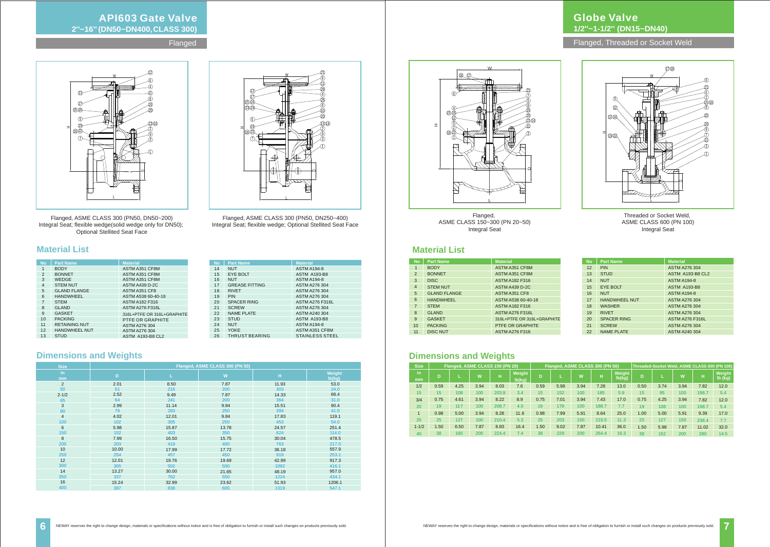# API603 Gate Valve

## 2"~16" (DN50~DN400, CLASS 300)

Flanged

Flanged, ASME CLASS 300 (PN50, DN50~200)
Integral Seat; flexible wedge(solid wedge only for DN50);
Optional Stellited Seat Face

Flanged, ASME CLASS 300 (PN50, DN250~400)
Integral Seat; flexible wedge; Optional Stellited Seat Face

## Material List

| No | Part Name | Material |
|---|---|---|
| 1 | BODY | ASTM A351 CF8M |
| 2 | BONNET | ASTM A351 CF8M |
| 3 | WEDGE | ASTM A351 CF8M |
| 4 | STEM NUT | ASTM A439 D-2C |
| 5 | GLAND FLANGE | ASTM A351 CF8 |
| 6 | HANDWHEEL | ASTM A538 60-40-18 |
| 7 | STEM | ASTM A182 F316 |
| 8 | GLAND | ASTM A276 F316L |
| 9 | GASKET | 316L+PTFE OR 316L+GRAPHITE |
| 10 | PACKING | PTFE OR GRAPHITE |
| 11 | RETAINING NUT | ASTM A276 304 |
| 12 | HANDWHEEL NUT | ASTM A276 304 |
| 13 | STUD | ASTM A193-B8 CL2 |

| No | Part Name | Material |
|---|---|---|
| 14 | NUT | ASTM A194-8 |
| 15 | EYE BOLT | ASTM A193-B8 |
| 16 | NUT | ASTM A194-8 |
| 17 | GREASE FITTING | ASTM A276 304 |
| 18 | RIVET | ASTM A276 304 |
| 19 | PIN | ASTM A276 304 |
| 20 | SPACER RING | ASTM A276 F316L |
| 21 | SCREW | ASTM A276 304 |
| 22 | NAME PLATE | ASTM A240 304 |
| 23 | STUD | ASTM A193-B8 |
| 24 | NUT | ASTM A194-8 |
| 25 | YOKE | ASTM A351 CF8M |
| 26 | THRUST BEARING | STAINLESS STEEL |

## Dimensions and Weights

| Size | Flanged, ASME CLASS 300 (PN 50) | | | | |
|---|---|---|---|---|---|
| in / mm | D | L | W | H | Weight lb(kg) |
| 2 | 2.01 | 8.50 | 7.87 | 11.93 | 53.0 |
| 50 | 51 | 216 | 200 | 303 | 24.0 |
| 2-1/2 | 2.52 | 9.49 | 7.87 | 14.33 | 68.4 |
| 65 | 64 | 241 | 200 | 364 | 31.0 |
| 3 | 2.99 | 11.14 | 9.84 | 15.51 | 90.4 |
| 80 | 76 | 283 | 250 | 394 | 41.0 |
| 4 | 4.02 | 12.01 | 9.84 | 17.83 | 119.1 |
| 100 | 102 | 305 | 250 | 453 | 54.0 |
| 6 | 5.98 | 15.87 | 13.78 | 24.57 | 251.4 |
| 150 | 152 | 403 | 350 | 624 | 114.0 |
| 8 | 7.99 | 16.50 | 15.75 | 30.04 | 478.5 |
| 200 | 203 | 419 | 400 | 763 | 217.0 |
| 10 | 10.00 | 17.99 | 17.72 | 36.18 | 557.9 |
| 250 | 254 | 457 | 450 | 919 | 253.1 |
| 12 | 12.01 | 19.76 | 19.69 | 42.99 | 917.3 |
| 300 | 305 | 502 | 500 | 1092 | 416.1 |
| 14 | 13.27 | 30.00 | 21.65 | 48.19 | 957.0 |
| 350 | 337 | 762 | 550 | 1224 | 434.1 |
| 16 | 15.24 | 32.99 | 23.62 | 51.93 | 1206.1 |
| 400 | 387 | 838 | 600 | 1319 | 547.1 |

NEWAY reserves the right to change design, materials or specifications without notice and is free of obligation to furnish or install such changes on products previously sold.

# Globe Valve

## 1/2"~1-1/2" (DN15~DN40)

Flanged, Threaded or Socket Weld

Flanged,
ASME CLASS 150~300 (PN 20~50)
Integral Seat

Threaded or Socket Weld,
ASME CLASS 600 (PN 100)
Integral Seat

## Material List

| No | Part Name | Material |
|---|---|---|
| 1 | BODY | ASTM A351 CF8M |
| 2 | BONNET | ASTM A351 CF8M |
| 3 | DISC | ASTM A182 F316 |
| 4 | STEM NUT | ASTM A439 D-2C |
| 5 | GLAND FLANGE | ASTM A351 CF8 |
| 6 | HANDWHEEL | ASTM A538 60-40-18 |
| 7 | STEM | ASTM A182 F316 |
| 8 | GLAND | ASTM A276 F316L |
| 9 | GASKET | 316L+PTFE OR 316L+GRAPHITE |
| 10 | PACKING | PTFE OR GRAPHITE |
| 11 | DISC NUT | ASTM A276 F316 |

| No | Part Name | Material |
|---|---|---|
| 12 | PIN | ASTM A276 304 |
| 13 | STUD | ASTM A193-B8 CL2 |
| 14 | NUT | ASTM A194-8 |
| 15 | EYE BOLT | ASTM A193-B8 |
| 16 | NUT | ASTM A194-8 |
| 17 | HANDWHEEL NUT | ASTM A276 304 |
| 18 | WASHER | ASTM A276 304 |
| 19 | RIVET | ASTM A276 304 |
| 20 | SPACER RING | ASTM A276 F316L |
| 21 | SCREW | ASTM A276 304 |
| 22 | NAME PLATE | ASTM A240 304 |

## Dimensions and Weights

| Size | Flanged, ASME CLASS 150 (PN 20) | | | | | Flanged, ASME CLASS 300 (PN 50) | | | | | Threaded-Socket Weld, ASME CLASS 600 (PN 100) | | | | |
|---|---|---|---|---|---|---|---|---|---|---|---|---|---|---|---|
| in / mm | D | L | W | H | Weight lb(kg) | D | L | W | H | Weight lb(kg) | D | L | W | H | Weight lb (kg) |
| 1/2 | 0.59 | 4.25 | 3.94 | 8.03 | 7.6 | 0.59 | 5.98 | 3.94 | 7.28 | 13.0 | 0.50 | 3.74 | 3.94 | 7.82 | 12.0 |
| 15 | 15 | 108 | 100 | 203.9 | 3.4 | 15 | 152 | 100 | 185 | 5.9 | 15 | 95 | 100 | 198.7 | 5.4 |
| 3/4 | 0.75 | 4.61 | 3.94 | 8.22 | 8.9 | 0.75 | 7.01 | 3.94 | 7.43 | 17.0 | 0.75 | 4.25 | 3.94 | 7.82 | 12.0 |
| 20 | 19 | 117 | 100 | 208.7 | 4.0 | 19 | 178 | 100 | 188.7 | 7.7 | 19 | 108 | 100 | 198.7 | 5.4 |
| 1 | 0.98 | 5.00 | 3.94 | 8.28 | 11.6 | 0.98 | 7.99 | 5.91 | 8.64 | 25.0 | 1.00 | 5.00 | 5.91 | 9.39 | 17.0 |
| 25 | 25 | 127 | 100 | 210.4 | 5.3 | 25 | 203 | 150 | 219.5 | 11.3 | 25 | 127 | 150 | 238.4 | 7.7 |
| 1-1/2 | 1.50 | 6.50 | 7.87 | 8.83 | 16.4 | 1.50 | 9.02 | 7.87 | 10.41 | 36.0 | 1.50 | 5.98 | 7.87 | 11.02 | 32.0 |
| 40 | 38 | 165 | 200 | 224.4 | 7.4 | 38 | 229 | 200 | 264.4 | 16.3 | 38 | 152 | 200 | 280 | 14.5 |

NEWAY reserves the right to change design, materials or specifications without notice and is free of obligation to furnish or install such changes on products previously sold.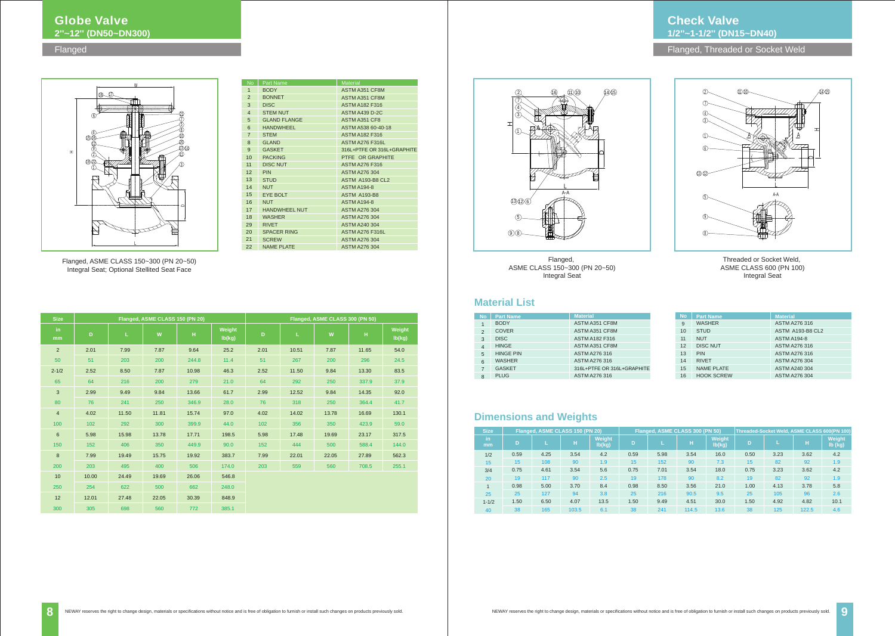# Globe Valve

## 2''~12'' (DN50~DN300)

Flanged

| No | Part Name | Material |
|---|---|---|
| 1 | BODY | ASTM A351 CF8M |
| 2 | BONNET | ASTM A351 CF8M |
| 3 | DISC | ASTM A182 F316 |
| 4 | STEM NUT | ASTM A439 D-2C |
| 5 | GLAND FLANGE | ASTM A351 CF8 |
| 6 | HANDWHEEL | ASTM A538 60-40-18 |
| 7 | STEM | ASTM A182 F316 |
| 8 | GLAND | ASTM A276 F316L |
| 9 | GASKET | 316L+PTFE OR 316L+GRAPHITE |
| 10 | PACKING | PTFE OR GRAPHITE |
| 11 | DISC NUT | ASTM A276 F316 |
| 12 | PIN | ASTM A276 304 |
| 13 | STUD | ASTM A193-B8 CL2 |
| 14 | NUT | ASTM A194-8 |
| 15 | EYE BOLT | ASTM A193-B8 |
| 16 | NUT | ASTM A194-8 |
| 17 | HANDWHEEL NUT | ASTM A276 304 |
| 18 | WASHER | ASTM A276 304 |
| 29 | RIVET | ASTM A240 304 |
| 20 | SPACER RING | ASTM A276 F316L |
| 21 | SCREW | ASTM A276 304 |
| 22 | NAME PLATE | ASTM A276 304 |

Flanged, ASME CLASS 150~300 (PN 20~50)
Integral Seat; Optional Stellited Seat Face

| Size | Flanged, ASME CLASS 150 (PN 20) | | | | | Flanged, ASME CLASS 300 (PN 50) | | | | |
|---|---|---|---|---|---|---|---|---|---|---|
| in / mm | D | L | W | H | Weight lb(kg) | D | L | W | H | Weight lb(kg) |
| 2 | 2.01 | 7.99 | 7.87 | 9.64 | 25.2 | 2.01 | 10.51 | 7.87 | 11.65 | 54.0 |
| 50 | 51 | 203 | 200 | 244.8 | 11.4 | 51 | 267 | 200 | 296 | 24.5 |
| 2-1/2 | 2.52 | 8.50 | 7.87 | 10.98 | 46.3 | 2.52 | 11.50 | 9.84 | 13.30 | 83.5 |
| 65 | 64 | 216 | 200 | 279 | 21.0 | 64 | 292 | 250 | 337.9 | 37.9 |
| 3 | 2.99 | 9.49 | 9.84 | 13.66 | 61.7 | 2.99 | 12.52 | 9.84 | 14.35 | 92.0 |
| 80 | 76 | 241 | 250 | 346.9 | 28.0 | 76 | 318 | 250 | 364.4 | 41.7 |
| 4 | 4.02 | 11.50 | 11.81 | 15.74 | 97.0 | 4.02 | 14.02 | 13.78 | 16.69 | 130.1 |
| 100 | 102 | 292 | 300 | 399.9 | 44.0 | 102 | 356 | 350 | 423.9 | 59.0 |
| 6 | 5.98 | 15.98 | 13.78 | 17.71 | 198.5 | 5.98 | 17.48 | 19.69 | 23.17 | 317.5 |
| 150 | 152 | 406 | 350 | 449.9 | 90.0 | 152 | 444 | 500 | 588.4 | 144.0 |
| 8 | 7.99 | 19.49 | 15.75 | 19.92 | 383.7 | 7.99 | 22.01 | 22.05 | 27.89 | 562.3 |
| 200 | 203 | 495 | 400 | 506 | 174.0 | 203 | 559 | 560 | 708.5 | 255.1 |
| 10 | 10.00 | 24.49 | 19.69 | 26.06 | 546.8 | | | | | |
| 250 | 254 | 622 | 500 | 662 | 248.0 | | | | | |
| 12 | 12.01 | 27.48 | 22.05 | 30.39 | 848.9 | | | | | |
| 300 | 305 | 698 | 560 | 772 | 385.1 | | | | | |

# Check Valve

## 1/2''~1-1/2'' (DN15~DN40)

Flanged, Threaded or Socket Weld

Flanged,
ASME CLASS 150~300 (PN 20~50)
Integral Seat

Threaded or Socket Weld,
ASME CLASS 600 (PN 100)
Integral Seat

## Material List

| No | Part Name | Material |
|---|---|---|
| 1 | BODY | ASTM A351 CF8M |
| 2 | COVER | ASTM A351 CF8M |
| 3 | DISC | ASTM A182 F316 |
| 4 | HINGE | ASTM A351 CF8M |
| 5 | HINGE PIN | ASTM A276 316 |
| 6 | WASHER | ASTM A276 316 |
| 7 | GASKET | 316L+PTFE OR 316L+GRAPHITE |
| 8 | PLUG | ASTM A276 316 |
| 9 | WASHER | ASTM A276 316 |
| 10 | STUD | ASTM A193-B8 CL2 |
| 11 | NUT | ASTM A194-8 |
| 12 | DISC NUT | ASTM A276 316 |
| 13 | PIN | ASTM A276 316 |
| 14 | RIVET | ASTM A276 304 |
| 15 | NAME PLATE | ASTM A240 304 |
| 16 | HOOK SCREW | ASTM A276 304 |

## Dimensions and Weights

| Size | Flanged, ASME CLASS 150 (PN 20) | | | | Flanged, ASME CLASS 300 (PN 50) | | | | Threaded-Socket Weld, ASME CLASS 600(PN 100) | | | |
|---|---|---|---|---|---|---|---|---|---|---|---|---|
| in / mm | D | L | H | Weight lb(kg) | D | L | H | Weight lb(kg) | D | L | H | Weight lb (kg) |
| 1/2 | 0.59 | 4.25 | 3.54 | 4.2 | 0.59 | 5.98 | 3.54 | 16.0 | 0.50 | 3.23 | 3.62 | 4.2 |
| 15 | 15 | 108 | 90 | 1.9 | 15 | 152 | 90 | 7.3 | 15 | 82 | 92 | 1.9 |
| 3/4 | 0.75 | 4.61 | 3.54 | 5.6 | 0.75 | 7.01 | 3.54 | 18.0 | 0.75 | 3.23 | 3.62 | 4.2 |
| 20 | 19 | 117 | 90 | 2.5 | 19 | 178 | 90 | 8.2 | 19 | 82 | 92 | 1.9 |
| 1 | 0.98 | 5.00 | 3.70 | 8.4 | 0.98 | 8.50 | 3.56 | 21.0 | 1.00 | 4.13 | 3.78 | 5.8 |
| 25 | 25 | 127 | 94 | 3.8 | 25 | 216 | 90.5 | 9.5 | 25 | 105 | 96 | 2.6 |
| 1-1/2 | 1.50 | 6.50 | 4.07 | 13.5 | 1.50 | 9.49 | 4.51 | 30.0 | 1.50 | 4.92 | 4.82 | 10.1 |
| 40 | 38 | 165 | 103.5 | 6.1 | 38 | 241 | 114.5 | 13.6 | 38 | 125 | 122.5 | 4.6 |

NEWAY reserves the right to change design, materials or specifications without notice and is free of obligation to furnish or install such changes on products previously sold.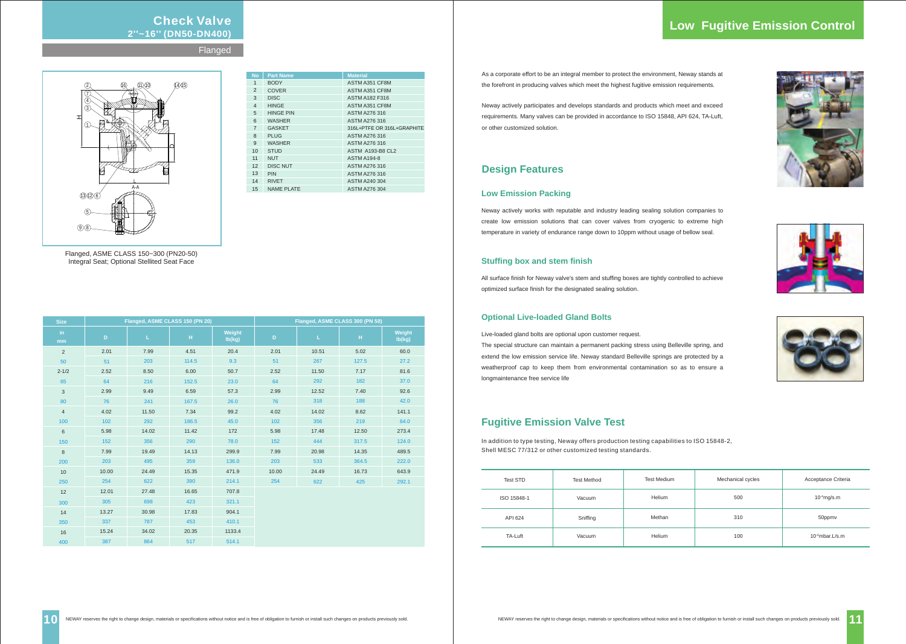# Check Valve
## 2''~16'' (DN50-DN400)

Flanged

Flanged, ASME CLASS 150~300 (PN20-50)
Integral Seat; Optional Stellited Seat Face

| No | Part Name | Material |
|---|---|---|
| 1 | BODY | ASTM A351 CF8M |
| 2 | COVER | ASTM A351 CF8M |
| 3 | DISC | ASTM A182 F316 |
| 4 | HINGE | ASTM A351 CF8M |
| 5 | HINGE PIN | ASTM A276 316 |
| 6 | WASHER | ASTM A276 316 |
| 7 | GASKET | 316L+PTFE OR 316L+GRAPHITE |
| 8 | PLUG | ASTM A276 316 |
| 9 | WASHER | ASTM A276 316 |
| 10 | STUD | ASTM A193-B8 CL2 |
| 11 | NUT | ASTM A194-8 |
| 12 | DISC NUT | ASTM A276 316 |
| 13 | PIN | ASTM A276 316 |
| 14 | RIVET | ASTM A240 304 |
| 15 | NAME PLATE | ASTM A276 304 |

| Size | Flanged, ASME CLASS 150 (PN 20) | | | | Flanged, ASME CLASS 300 (PN 50) | | | |
|---|---|---|---|---|---|---|---|---|
| in / mm | D | L | H | Weight lb(kg) | D | L | H | Weight lb(kg) |
| 2 | 2.01 | 7.99 | 4.51 | 20.4 | 2.01 | 10.51 | 5.02 | 60.0 |
| 50 | 51 | 203 | 114.5 | 9.3 | 51 | 267 | 127.5 | 27.2 |
| 2-1/2 | 2.52 | 8.50 | 6.00 | 50.7 | 2.52 | 11.50 | 7.17 | 81.6 |
| 65 | 64 | 216 | 152.5 | 23.0 | 64 | 292 | 182 | 37.0 |
| 3 | 2.99 | 9.49 | 6.59 | 57.3 | 2.99 | 12.52 | 7.40 | 92.6 |
| 80 | 76 | 241 | 167.5 | 26.0 | 76 | 318 | 188 | 42.0 |
| 4 | 4.02 | 11.50 | 7.34 | 99.2 | 4.02 | 14.02 | 8.62 | 141.1 |
| 100 | 102 | 292 | 186.5 | 45.0 | 102 | 356 | 219 | 64.0 |
| 6 | 5.98 | 14.02 | 11.42 | 172 | 5.98 | 17.48 | 12.50 | 273.4 |
| 150 | 152 | 356 | 290 | 78.0 | 152 | 444 | 317.5 | 124.0 |
| 8 | 7.99 | 19.49 | 14.13 | 299.9 | 7.99 | 20.98 | 14.35 | 489.5 |
| 200 | 203 | 495 | 359 | 136.0 | 203 | 533 | 364.5 | 222.0 |
| 10 | 10.00 | 24.49 | 15.35 | 471.9 | 10.00 | 24.49 | 16.73 | 643.9 |
| 250 | 254 | 622 | 390 | 214.1 | 254 | 622 | 425 | 292.1 |
| 12 | 12.01 | 27.48 | 16.65 | 707.8 | | | | |
| 300 | 305 | 698 | 423 | 321.1 | | | | |
| 14 | 13.27 | 30.98 | 17.83 | 904.1 | | | | |
| 350 | 337 | 787 | 453 | 410.1 | | | | |
| 16 | 15.24 | 34.02 | 20.35 | 1133.4 | | | | |
| 400 | 387 | 864 | 517 | 514.1 | | | | |

NEWAY reserves the right to change design, materials or specifications without notice and is free of obligation to furnish or install such changes on products previously sold.

# Low Fugitive Emission Control

As a corporate effort to be an integral member to protect the environment, Neway stands at the forefront in producing valves which meet the highest fugitive emission requirements.

Neway actively participates and develops standards and products which meet and exceed requirements. Many valves can be provided in accordance to ISO 15848, API 624, TA-Luft, or other customized solution.

## Design Features

### Low Emission Packing

Neway actively works with reputable and industry leading sealing solution companies to create low emission solutions that can cover valves from cryogenic to extreme high temperature in variety of endurance range down to 10ppm without usage of bellow seal.

### Stuffing box and stem finish

All surface finish for Neway valve's stem and stuffing boxes are tightly controlled to achieve optimized surface finish for the designated sealing solution.

### Optional Live-loaded Gland Bolts

Live-loaded gland bolts are optional upon customer request.

The special structure can maintain a permanent packing stress using Belleville spring, and extend the low emission service life. Neway standard Belleville springs are protected by a weatherproof cap to keep them from environmental contamination so as to ensure a longmaintenance free service life

## Fugitive Emission Valve Test

In addition to type testing, Neway offers production testing capabilities to ISO 15848-2, Shell MESC 77/312 or other customized testing standards.

| Test STD | Test Method | Test Medium | Mechanical cycles | Acceptance Criteria |
|---|---|---|---|---|
| ISO 15848-1 | Vacuum | Helium | 500 | $10^{-4}$mg/s.m |
| API 624 | Sniffing | Methan | 310 | 50ppmv |
| TA-Luft | Vacuum | Helium | 100 | $10^{-4}$mbar.L/s.m |

NEWAY reserves the right to change design, materials or specifications without notice and is free of obligation to furnish or install such changes on products previously sold.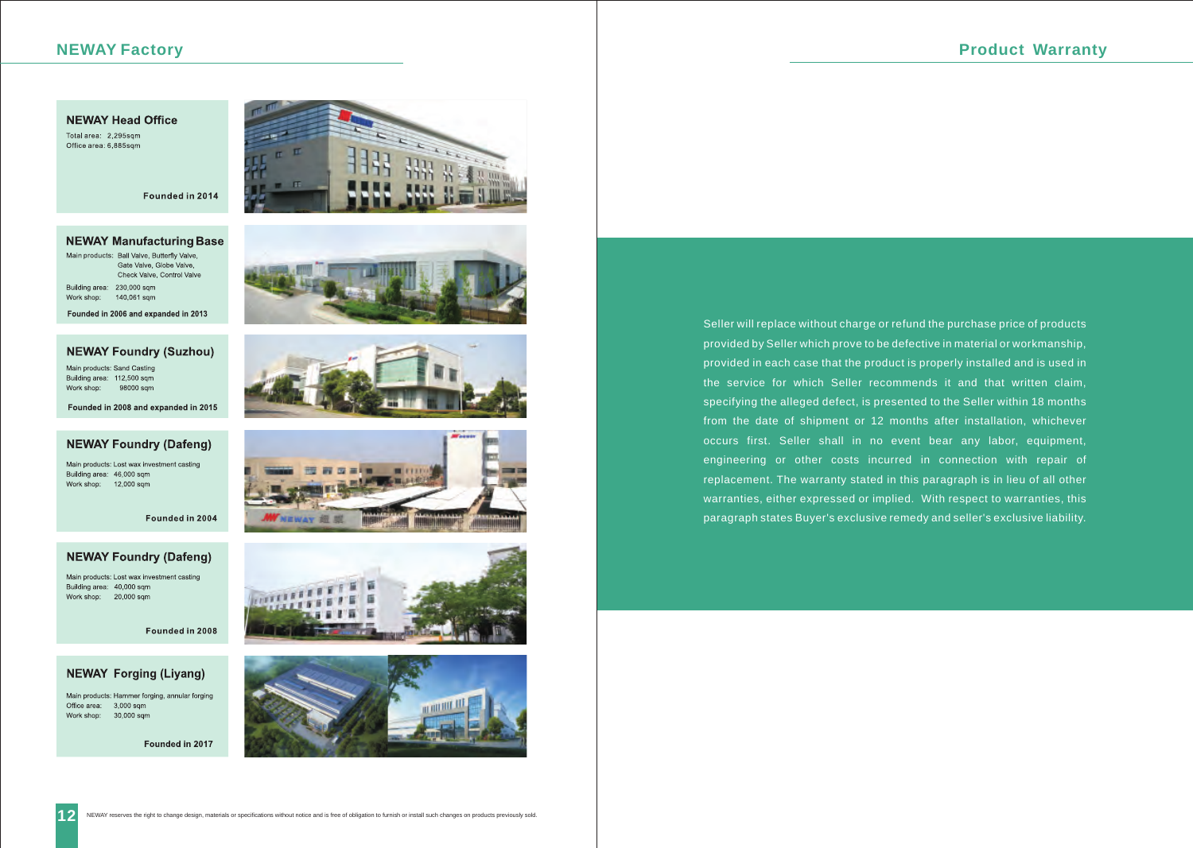## NEWAY Factory

### NEWAY Head Office

Total area: 2,295sqm
Office area: 6,885sqm

Founded in 2014

### NEWAY Manufacturing Base

Main products: Ball Valve, Butterfly Valve, Gate Valve, Globe Valve, Check Valve, Control Valve
Building area: 230,000 sqm
Work shop: 140,061 sqm

Founded in 2006 and expanded in 2013

### NEWAY Foundry (Suzhou)

Main products: Sand Casting
Building area: 112,500 sqm
Work shop: 98000 sqm

Founded in 2008 and expanded in 2015

### NEWAY Foundry (Dafeng)

Main products: Lost wax investment casting
Building area: 46,000 sqm
Work shop: 12,000 sqm

Founded in 2004

### NEWAY Foundry (Dafeng)

Main products: Lost wax investment casting
Building area: 40,000 sqm
Work shop: 20,000 sqm

Founded in 2008

### NEWAY Forging (Liyang)

Main products: Hammer forging, annular forging
Office area: 3,000 sqm
Work shop: 30,000 sqm

Founded in 2017

NEWAY reserves the right to change design, materials or specifications without notice and is free of obligation to furnish or install such changes on products previously sold.

## Product Warranty

Seller will replace without charge or refund the purchase price of products provided by Seller which prove to be defective in material or workmanship, provided in each case that the product is properly installed and is used in the service for which Seller recommends it and that written claim, specifying the alleged defect, is presented to the Seller within 18 months from the date of shipment or 12 months after installation, whichever occurs first. Seller shall in no event bear any labor, equipment, engineering or other costs incurred in connection with repair of replacement. The warranty stated in this paragraph is in lieu of all other warranties, either expressed or implied. With respect to warranties, this paragraph states Buyer's exclusive remedy and seller's exclusive liability.